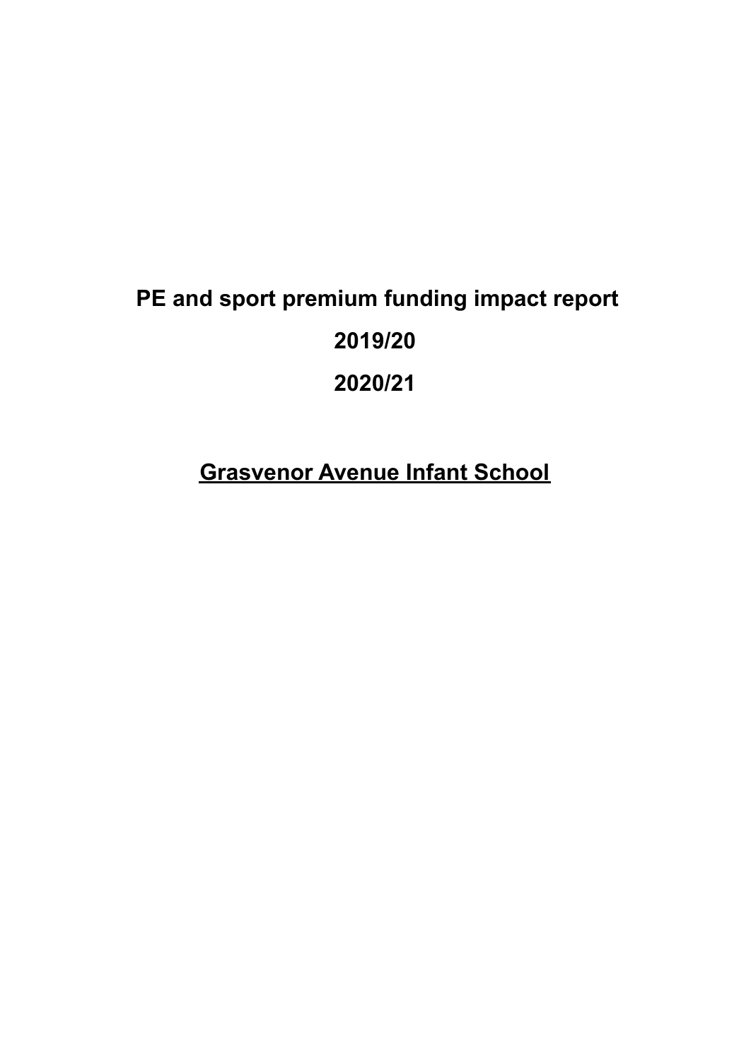# PE and sport premium funding impact report

# 2019/20

# 2020/21

## <u>Grasvenor Avenue Infant School</u>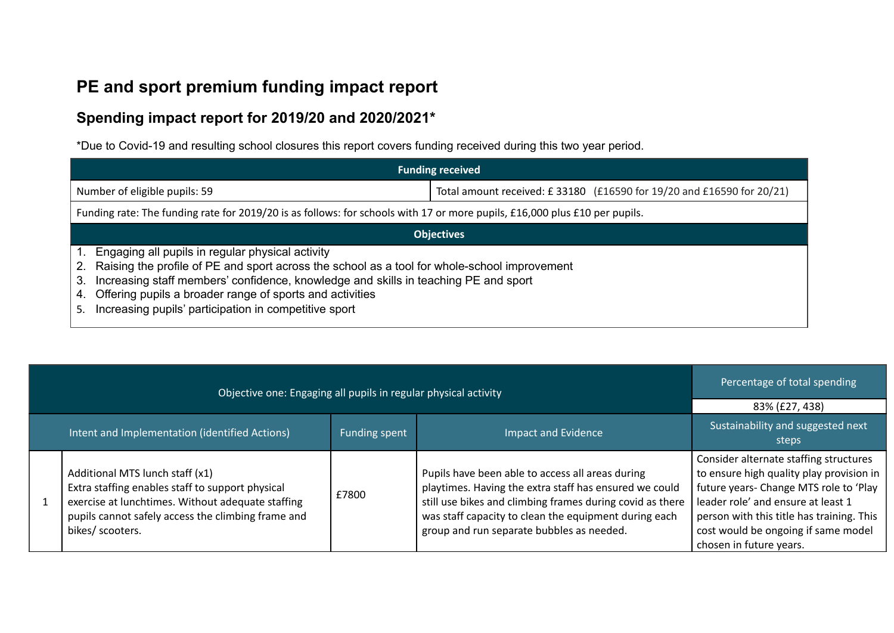# PE and sport premium funding impact report

## Spending impact report for 2019/20 and 2020/2021*

*Due to Covid-19 and resulting school closures this report covers funding received during this two year period.

| Funding received | |
|---|---|
| Number of eligible pupils: 59 | Total amount received: £ 33180 (£16590 for 19/20 and £16590 for 20/21) |
| Funding rate: The funding rate for 2019/20 is as follows: for schools with 17 or more pupils, £16,000 plus £10 per pupils. | |

| Objectives |
|---|
| 1. Engaging all pupils in regular physical activity<br>2. Raising the profile of PE and sport across the school as a tool for whole-school improvement<br>3. Increasing staff members' confidence, knowledge and skills in teaching PE and sport<br>4. Offering pupils a broader range of sports and activities<br>5. Increasing pupils' participation in competitive sport |

| Objective one: Engaging all pupils in regular physical activity | | | | Percentage of total spending<br>83% (£27, 438) |
|---|---|---|---|---|
| Intent and Implementation (identified Actions) | | Funding spent | Impact and Evidence | Sustainability and suggested next steps |
| 1 | Additional MTS lunch staff (x1)<br>Extra staffing enables staff to support physical exercise at lunchtimes. Without adequate staffing pupils cannot safely access the climbing frame and bikes/ scooters. | £7800 | Pupils have been able to access all areas during playtimes. Having the extra staff has ensured we could still use bikes and climbing frames during covid as there was staff capacity to clean the equipment during each group and run separate bubbles as needed. | Consider alternate staffing structures to ensure high quality play provision in future years- Change MTS role to 'Play leader role' and ensure at least 1 person with this title has training. This cost would be ongoing if same model chosen in future years. |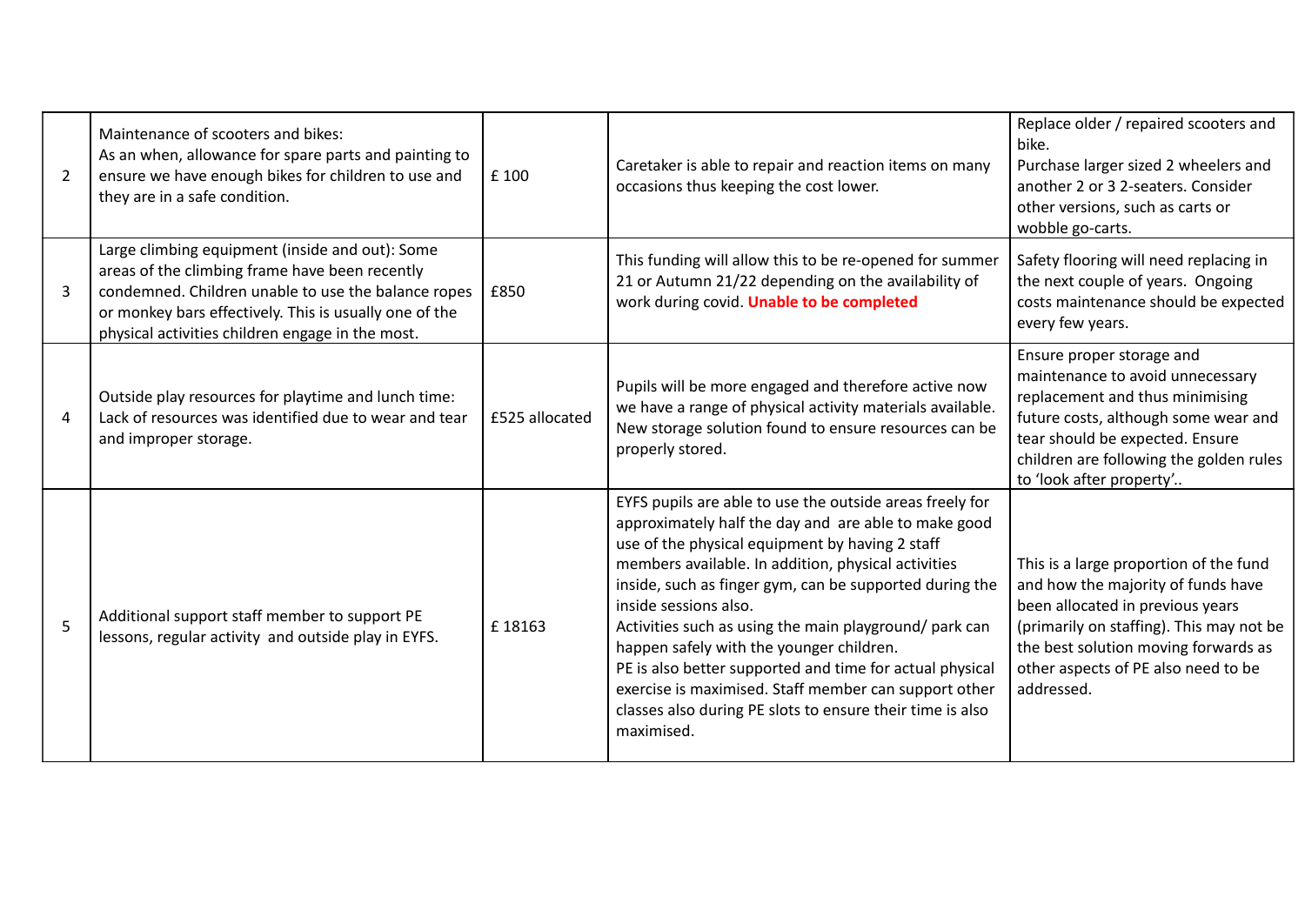| | | | | |
|---|---|---|---|---|
| 2 | Maintenance of scooters and bikes:<br>As an when, allowance for spare parts and painting to ensure we have enough bikes for children to use and they are in a safe condition. | £ 100 | Caretaker is able to repair and reaction items on many occasions thus keeping the cost lower. | Replace older / repaired scooters and bike.<br>Purchase larger sized 2 wheelers and another 2 or 3 2-seaters. Consider other versions, such as carts or wobble go-carts. |
| 3 | Large climbing equipment (inside and out): Some areas of the climbing frame have been recently condemned. Children unable to use the balance ropes or monkey bars effectively. This is usually one of the physical activities children engage in the most. | £850 | This funding will allow this to be re-opened for summer 21 or Autumn 21/22 depending on the availability of work during covid. **Unable to be completed** | Safety flooring will need replacing in the next couple of years. Ongoing costs maintenance should be expected every few years. |
| 4 | Outside play resources for playtime and lunch time: Lack of resources was identified due to wear and tear and improper storage. | £525 allocated | Pupils will be more engaged and therefore active now we have a range of physical activity materials available. New storage solution found to ensure resources can be properly stored. | Ensure proper storage and maintenance to avoid unnecessary replacement and thus minimising future costs, although some wear and tear should be expected. Ensure children are following the golden rules to 'look after property'.. |
| 5 | Additional support staff member to support PE lessons, regular activity and outside play in EYFS. | £ 18163 | EYFS pupils are able to use the outside areas freely for approximately half the day and are able to make good use of the physical equipment by having 2 staff members available. In addition, physical activities inside, such as finger gym, can be supported during the inside sessions also.<br>Activities such as using the main playground/ park can happen safely with the younger children.<br>PE is also better supported and time for actual physical exercise is maximised. Staff member can support other classes also during PE slots to ensure their time is also maximised. | This is a large proportion of the fund and how the majority of funds have been allocated in previous years (primarily on staffing). This may not be the best solution moving forwards as other aspects of PE also need to be addressed. |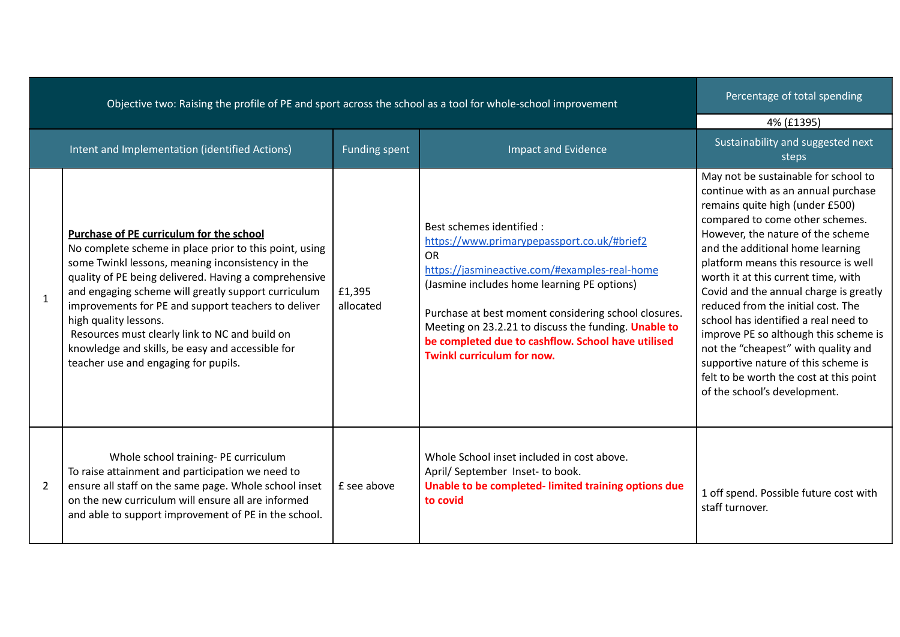| | Objective two: Raising the profile of PE and sport across the school as a tool for whole-school improvement | | | Percentage of total spending<br>4% (£1395) |
|---|---|---|---|---|
| | Intent and Implementation (identified Actions) | Funding spent | Impact and Evidence | Sustainability and suggested next steps |
| 1 | **Purchase of PE curriculum for the school**<br>No complete scheme in place prior to this point, using some Twinkl lessons, meaning inconsistency in the quality of PE being delivered. Having a comprehensive and engaging scheme will greatly support curriculum improvements for PE and support teachers to deliver high quality lessons.<br>Resources must clearly link to NC and build on knowledge and skills, be easy and accessible for teacher use and engaging for pupils. | £1,395 allocated | Best schemes identified :<br>https://www.primarypepassport.co.uk/#brief2<br>OR<br>https://jasmineactive.com/#examples-real-home<br>(Jasmine includes home learning PE options)<br><br>Purchase at best moment considering school closures. Meeting on 23.2.21 to discuss the funding. **Unable to be completed due to cashflow. School have utilised Twinkl curriculum for now.** | May not be sustainable for school to continue with as an annual purchase remains quite high (under £500) compared to come other schemes. However, the nature of the scheme and the additional home learning platform means this resource is well worth it at this current time, with Covid and the annual charge is greatly reduced from the initial cost. The school has identified a real need to improve PE so although this scheme is not the "cheapest" with quality and supportive nature of this scheme is felt to be worth the cost at this point of the school's development. |
| 2 | Whole school training- PE curriculum<br>To raise attainment and participation we need to ensure all staff on the same page. Whole school inset on the new curriculum will ensure all are informed and able to support improvement of PE in the school. | £ see above | Whole School inset included in cost above.<br>April/ September Inset- to book.<br>**Unable to be completed- limited training options due to covid** | 1 off spend. Possible future cost with staff turnover. |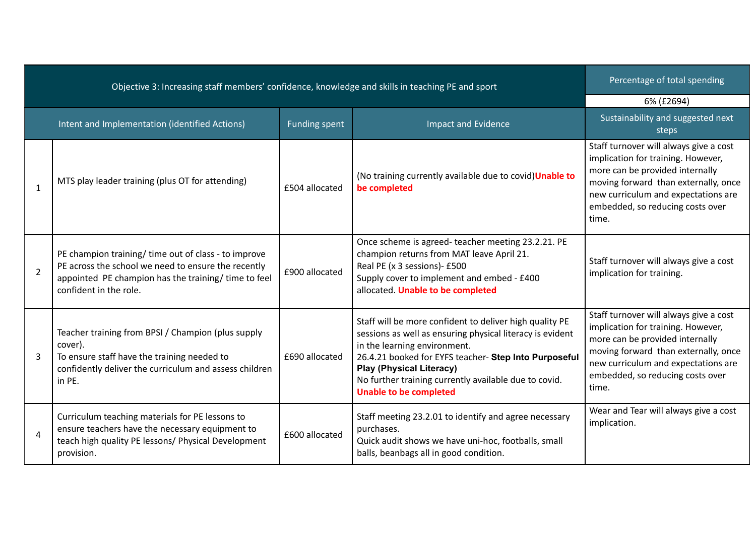| Objective 3: Increasing staff members' confidence, knowledge and skills in teaching PE and sport | | | | Percentage of total spending<br>6% (£2694) |
|---|---|---|---|---|
| Intent and Implementation (identified Actions) | | Funding spent | Impact and Evidence | Sustainability and suggested next steps |
| 1 | MTS play leader training (plus OT for attending) | £504 allocated | (No training currently available due to covid)**Unable to be completed** | Staff turnover will always give a cost implication for training. However, more can be provided internally moving forward than externally, once new curriculum and expectations are embedded, so reducing costs over time. |
| 2 | PE champion training/ time out of class - to improve PE across the school we need to ensure the recently appointed PE champion has the training/ time to feel confident in the role. | £900 allocated | Once scheme is agreed- teacher meeting 23.2.21. PE champion returns from MAT leave April 21.<br>Real PE (x 3 sessions)- £500<br>Supply cover to implement and embed - £400 allocated. **Unable to be completed** | Staff turnover will always give a cost implication for training. |
| 3 | Teacher training from BPSI / Champion (plus supply cover).<br>To ensure staff have the training needed to confidently deliver the curriculum and assess children in PE. | £690 allocated | Staff will be more confident to deliver high quality PE sessions as well as ensuring physical literacy is evident in the learning environment.<br>26.4.21 booked for EYFS teacher- **Step Into Purposeful Play (Physical Literacy)**<br>No further training currently available due to covid. **Unable to be completed** | Staff turnover will always give a cost implication for training. However, more can be provided internally moving forward than externally, once new curriculum and expectations are embedded, so reducing costs over time. |
| 4 | Curriculum teaching materials for PE lessons to ensure teachers have the necessary equipment to teach high quality PE lessons/ Physical Development provision. | £600 allocated | Staff meeting 23.2.01 to identify and agree necessary purchases.<br>Quick audit shows we have uni-hoc, footballs, small balls, beanbags all in good condition. | Wear and Tear will always give a cost implication. |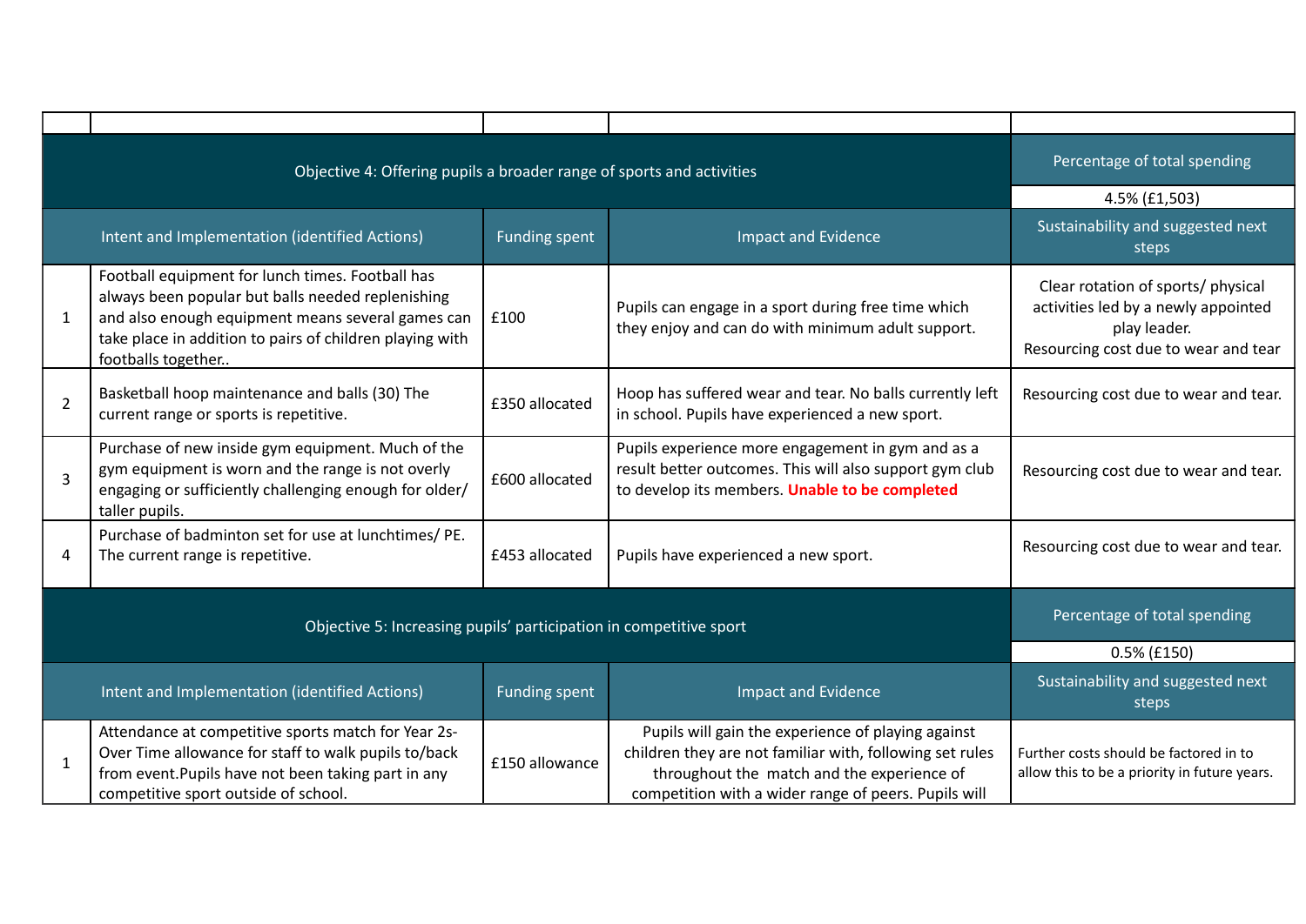| | | | | |
|---|---|---|---|---|
| **Objective 4: Offering pupils a broader range of sports and activities** | | | | **Percentage of total spending** |
| | | | | 4.5% (£1,503) |
| | **Intent and Implementation (identified Actions)** | **Funding spent** | **Impact and Evidence** | **Sustainability and suggested next steps** |
| 1 | Football equipment for lunch times. Football has always been popular but balls needed replenishing and also enough equipment means several games can take place in addition to pairs of children playing with footballs together.. | £100 | Pupils can engage in a sport during free time which they enjoy and can do with minimum adult support. | Clear rotation of sports/ physical activities led by a newly appointed play leader. Resourcing cost due to wear and tear |
| 2 | Basketball hoop maintenance and balls (30) The current range or sports is repetitive. | £350 allocated | Hoop has suffered wear and tear. No balls currently left in school. Pupils have experienced a new sport. | Resourcing cost due to wear and tear. |
| 3 | Purchase of new inside gym equipment. Much of the gym equipment is worn and the range is not overly engaging or sufficiently challenging enough for older/ taller pupils. | £600 allocated | Pupils experience more engagement in gym and as a result better outcomes. This will also support gym club to develop its members. **Unable to be completed** | Resourcing cost due to wear and tear. |
| 4 | Purchase of badminton set for use at lunchtimes/ PE. The current range is repetitive. | £453 allocated | Pupils have experienced a new sport. | Resourcing cost due to wear and tear. |
| **Objective 5: Increasing pupils' participation in competitive sport** | | | | **Percentage of total spending** |
| | | | | 0.5% (£150) |
| | **Intent and Implementation (identified Actions)** | **Funding spent** | **Impact and Evidence** | **Sustainability and suggested next steps** |
| 1 | Attendance at competitive sports match for Year 2s- Over Time allowance for staff to walk pupils to/back from event.Pupils have not been taking part in any competitive sport outside of school. | £150 allowance | Pupils will gain the experience of playing against children they are not familiar with, following set rules throughout the match and the experience of competition with a wider range of peers. Pupils will | Further costs should be factored in to allow this to be a priority in future years. |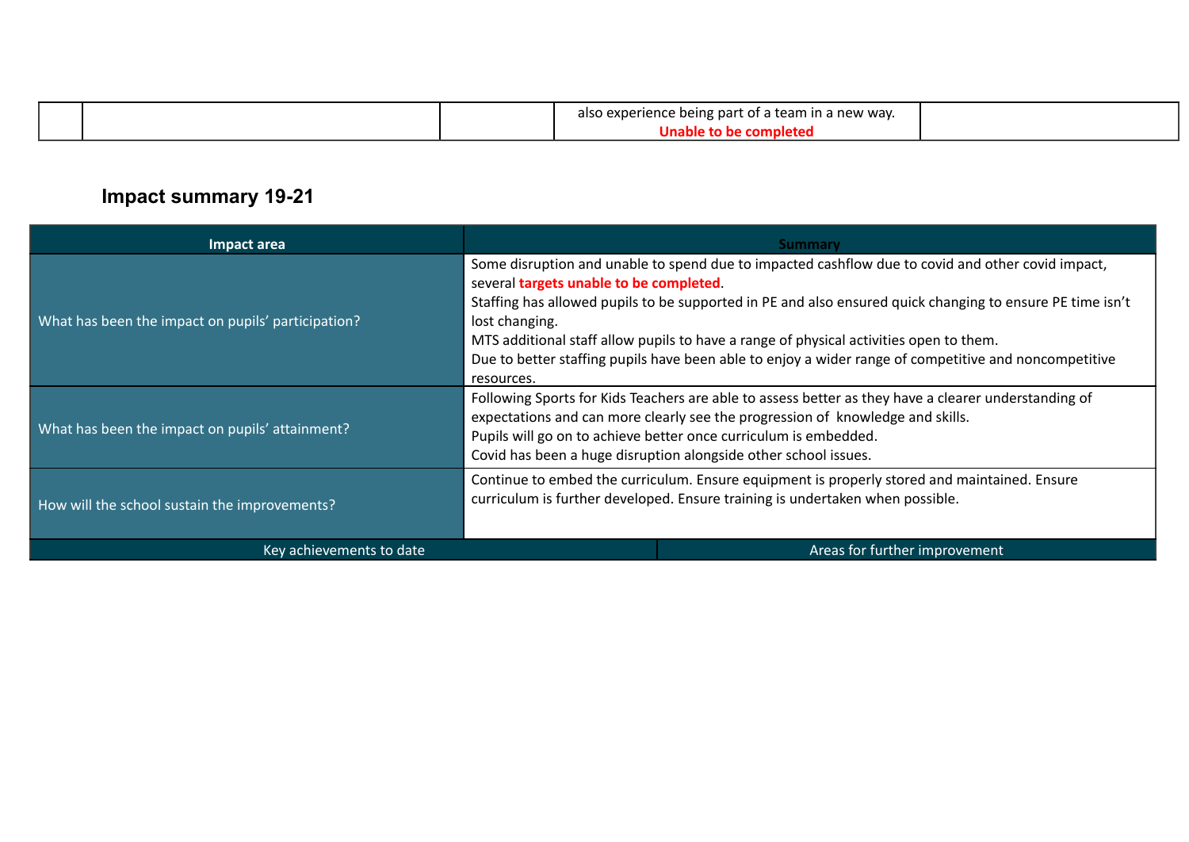| | | | also experience being part of a team in a new way. **Unable to be completed** | |
|---|---|---|---|---|

## Impact summary 19-21

| Impact area | Summary |
|---|---|
| What has been the impact on pupils' participation? | Some disruption and unable to spend due to impacted cashflow due to covid and other covid impact, several **targets unable to be completed**.<br>Staffing has allowed pupils to be supported in PE and also ensured quick changing to ensure PE time isn't lost changing.<br>MTS additional staff allow pupils to have a range of physical activities open to them.<br>Due to better staffing pupils have been able to enjoy a wider range of competitive and noncompetitive resources. |
| What has been the impact on pupils' attainment? | Following Sports for Kids Teachers are able to assess better as they have a clearer understanding of expectations and can more clearly see the progression of knowledge and skills.<br>Pupils will go on to achieve better once curriculum is embedded.<br>Covid has been a huge disruption alongside other school issues. |
| How will the school sustain the improvements? | Continue to embed the curriculum. Ensure equipment is properly stored and maintained. Ensure curriculum is further developed. Ensure training is undertaken when possible. |

| Key achievements to date | Areas for further improvement |
|---|---|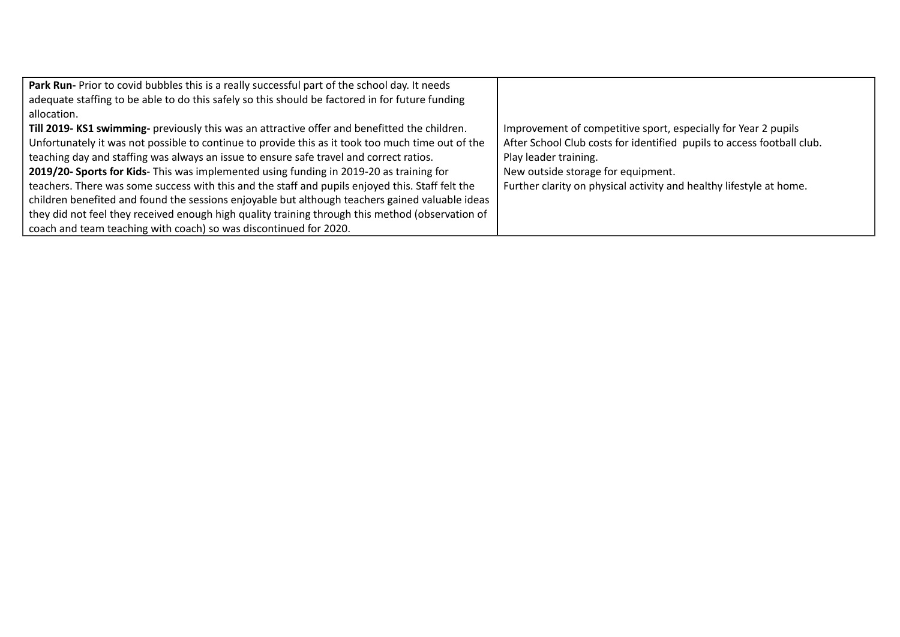| | |
|---|---|
| **Park Run-** Prior to covid bubbles this is a really successful part of the school day. It needs adequate staffing to be able to do this safely so this should be factored in for future funding allocation.<br>**Till 2019- KS1 swimming-** previously this was an attractive offer and benefitted the children. Unfortunately it was not possible to continue to provide this as it took too much time out of the teaching day and staffing was always an issue to ensure safe travel and correct ratios.<br>**2019/20- Sports for Kids**- This was implemented using funding in 2019-20 as training for teachers. There was some success with this and the staff and pupils enjoyed this. Staff felt the children benefited and found the sessions enjoyable but although teachers gained valuable ideas they did not feel they received enough high quality training through this method (observation of coach and team teaching with coach) so was discontinued for 2020. | Improvement of competitive sport, especially for Year 2 pupils<br>After School Club costs for identified pupils to access football club.<br>Play leader training.<br>New outside storage for equipment.<br>Further clarity on physical activity and healthy lifestyle at home. |